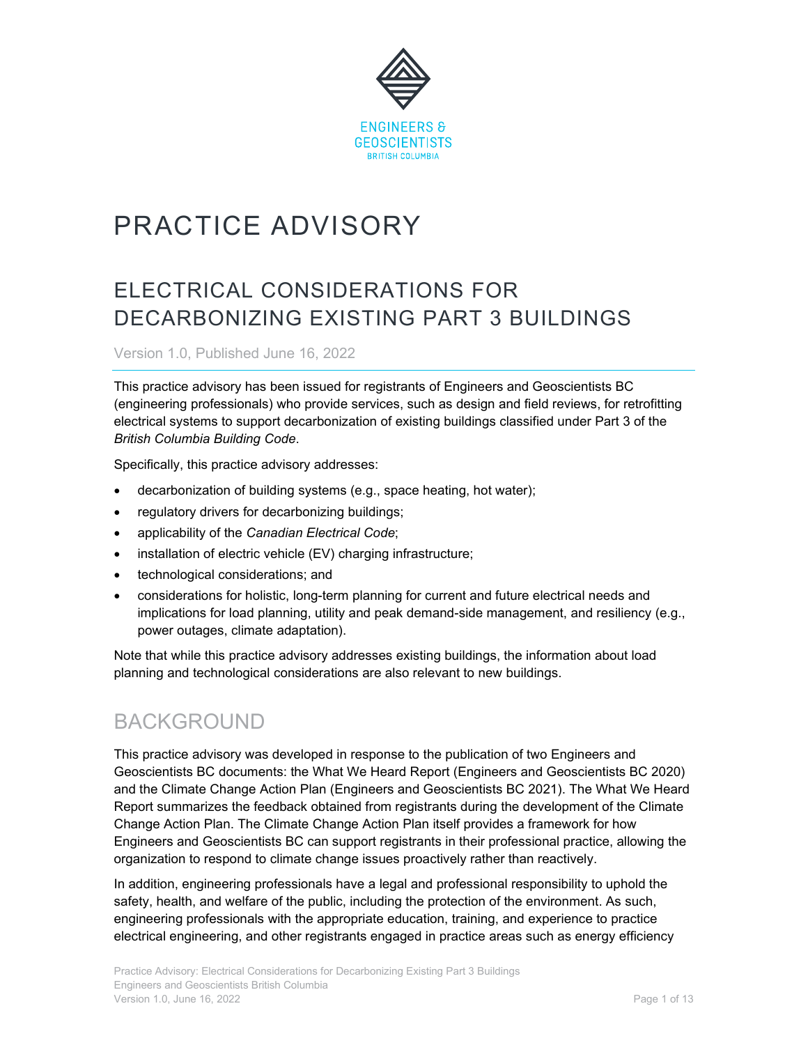ENGINEERS & GEOSCIENTISTS BRITISH COLUMBIA

# PRACTICE ADVISORY

## ELECTRICAL CONSIDERATIONS FOR DECARBONIZING EXISTING PART 3 BUILDINGS

Version 1.0, Published June 16, 2022

This practice advisory has been issued for registrants of Engineers and Geoscientists BC (engineering professionals) who provide services, such as design and field reviews, for retrofitting electrical systems to support decarbonization of existing buildings classified under Part 3 of the *British Columbia Building Code*.

Specifically, this practice advisory addresses:

- decarbonization of building systems (e.g., space heating, hot water);
- regulatory drivers for decarbonizing buildings;
- applicability of the *Canadian Electrical Code*;
- installation of electric vehicle (EV) charging infrastructure;
- technological considerations; and
- considerations for holistic, long-term planning for current and future electrical needs and implications for load planning, utility and peak demand-side management, and resiliency (e.g., power outages, climate adaptation).

Note that while this practice advisory addresses existing buildings, the information about load planning and technological considerations are also relevant to new buildings.

## BACKGROUND

This practice advisory was developed in response to the publication of two Engineers and Geoscientists BC documents: the What We Heard Report (Engineers and Geoscientists BC 2020) and the Climate Change Action Plan (Engineers and Geoscientists BC 2021). The What We Heard Report summarizes the feedback obtained from registrants during the development of the Climate Change Action Plan. The Climate Change Action Plan itself provides a framework for how Engineers and Geoscientists BC can support registrants in their professional practice, allowing the organization to respond to climate change issues proactively rather than reactively.

In addition, engineering professionals have a legal and professional responsibility to uphold the safety, health, and welfare of the public, including the protection of the environment. As such, engineering professionals with the appropriate education, training, and experience to practice electrical engineering, and other registrants engaged in practice areas such as energy efficiency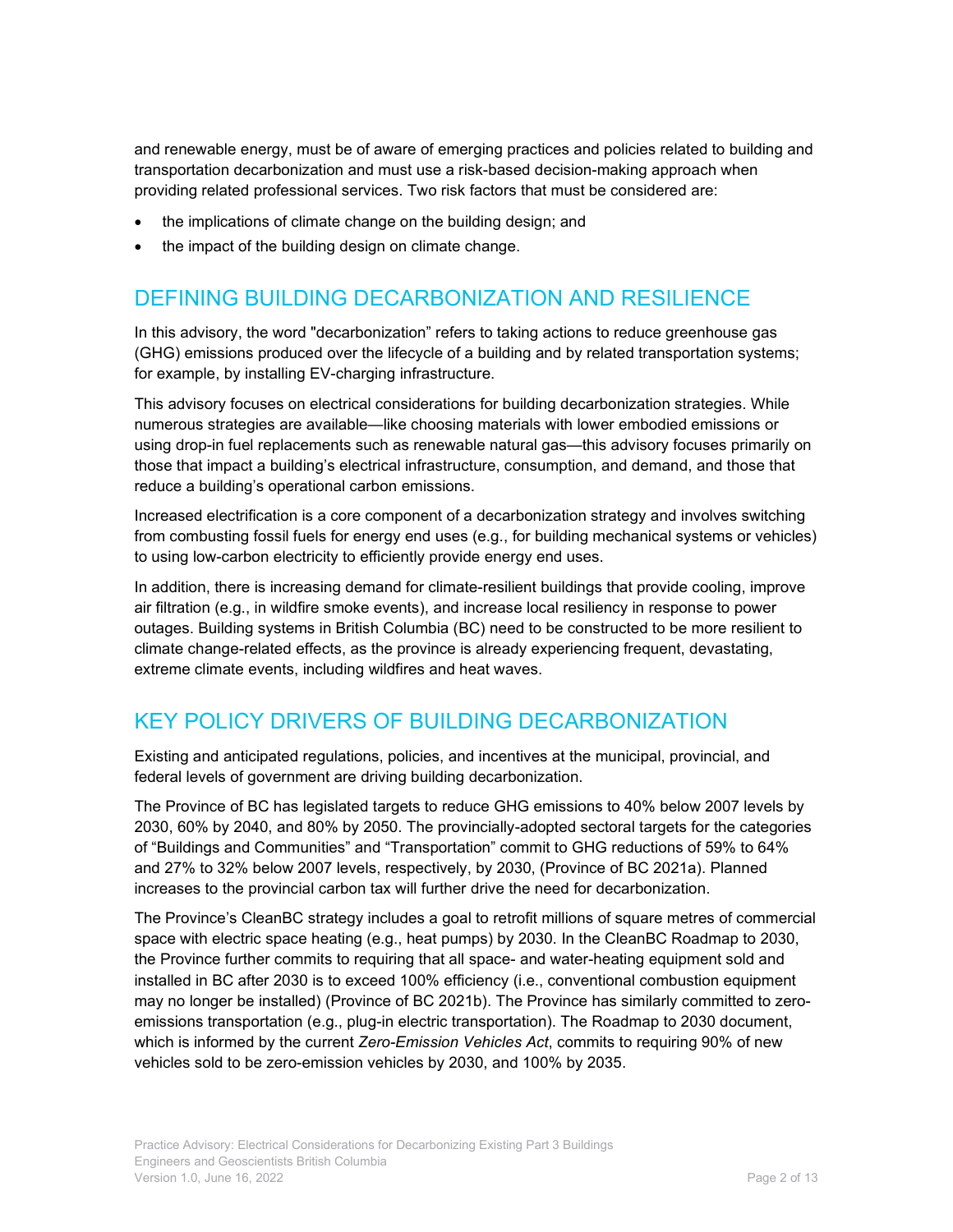and renewable energy, must be of aware of emerging practices and policies related to building and transportation decarbonization and must use a risk-based decision-making approach when providing related professional services. Two risk factors that must be considered are:

- the implications of climate change on the building design; and
- the impact of the building design on climate change.

## DEFINING BUILDING DECARBONIZATION AND RESILIENCE

In this advisory, the word "decarbonization" refers to taking actions to reduce greenhouse gas (GHG) emissions produced over the lifecycle of a building and by related transportation systems; for example, by installing EV-charging infrastructure.

This advisory focuses on electrical considerations for building decarbonization strategies. While numerous strategies are available—like choosing materials with lower embodied emissions or using drop-in fuel replacements such as renewable natural gas—this advisory focuses primarily on those that impact a building's electrical infrastructure, consumption, and demand, and those that reduce a building's operational carbon emissions.

Increased electrification is a core component of a decarbonization strategy and involves switching from combusting fossil fuels for energy end uses (e.g., for building mechanical systems or vehicles) to using low-carbon electricity to efficiently provide energy end uses.

In addition, there is increasing demand for climate-resilient buildings that provide cooling, improve air filtration (e.g., in wildfire smoke events), and increase local resiliency in response to power outages. Building systems in British Columbia (BC) need to be constructed to be more resilient to climate change-related effects, as the province is already experiencing frequent, devastating, extreme climate events, including wildfires and heat waves.

## KEY POLICY DRIVERS OF BUILDING DECARBONIZATION

Existing and anticipated regulations, policies, and incentives at the municipal, provincial, and federal levels of government are driving building decarbonization.

The Province of BC has legislated targets to reduce GHG emissions to 40% below 2007 levels by 2030, 60% by 2040, and 80% by 2050. The provincially-adopted sectoral targets for the categories of "Buildings and Communities" and "Transportation" commit to GHG reductions of 59% to 64% and 27% to 32% below 2007 levels, respectively, by 2030, (Province of BC 2021a). Planned increases to the provincial carbon tax will further drive the need for decarbonization.

The Province's CleanBC strategy includes a goal to retrofit millions of square metres of commercial space with electric space heating (e.g., heat pumps) by 2030. In the CleanBC Roadmap to 2030, the Province further commits to requiring that all space- and water-heating equipment sold and installed in BC after 2030 is to exceed 100% efficiency (i.e., conventional combustion equipment may no longer be installed) (Province of BC 2021b). The Province has similarly committed to zero-emissions transportation (e.g., plug-in electric transportation). The Roadmap to 2030 document, which is informed by the current *Zero-Emission Vehicles Act*, commits to requiring 90% of new vehicles sold to be zero-emission vehicles by 2030, and 100% by 2035.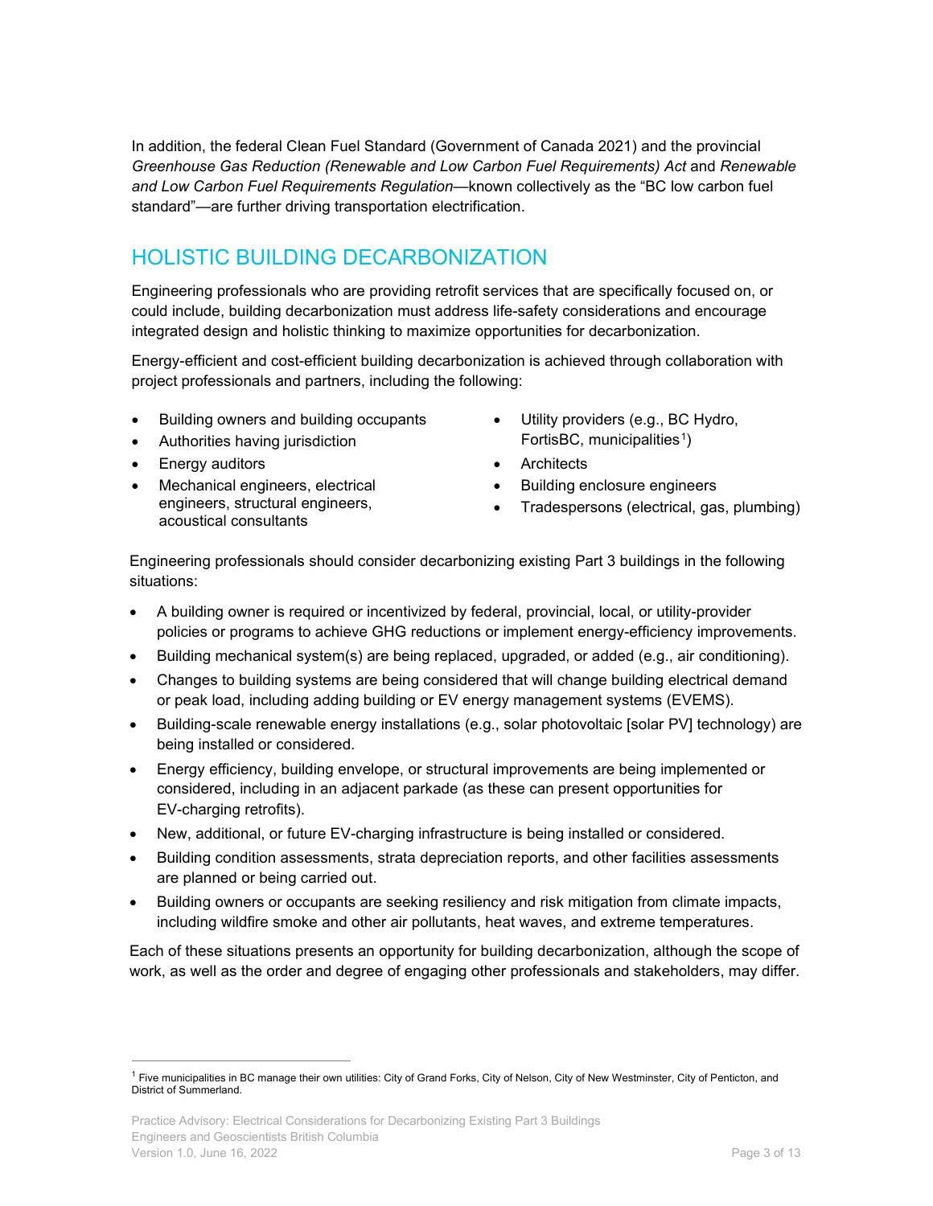In addition, the federal Clean Fuel Standard (Government of Canada 2021) and the provincial *Greenhouse Gas Reduction (Renewable and Low Carbon Fuel Requirements) Act* and *Renewable and Low Carbon Fuel Requirements Regulation*—known collectively as the "BC low carbon fuel standard"—are further driving transportation electrification.

## HOLISTIC BUILDING DECARBONIZATION

Engineering professionals who are providing retrofit services that are specifically focused on, or could include, building decarbonization must address life-safety considerations and encourage integrated design and holistic thinking to maximize opportunities for decarbonization.

Energy-efficient and cost-efficient building decarbonization is achieved through collaboration with project professionals and partners, including the following:

- Building owners and building occupants
- Authorities having jurisdiction
- Energy auditors
- Mechanical engineers, electrical engineers, structural engineers, acoustical consultants
- Utility providers (e.g., BC Hydro, FortisBC, municipalities[1])
- Architects
- Building enclosure engineers
- Tradespersons (electrical, gas, plumbing)

Engineering professionals should consider decarbonizing existing Part 3 buildings in the following situations:

- A building owner is required or incentivized by federal, provincial, local, or utility-provider policies or programs to achieve GHG reductions or implement energy-efficiency improvements.
- Building mechanical system(s) are being replaced, upgraded, or added (e.g., air conditioning).
- Changes to building systems are being considered that will change building electrical demand or peak load, including adding building or EV energy management systems (EVEMS).
- Building-scale renewable energy installations (e.g., solar photovoltaic [solar PV] technology) are being installed or considered.
- Energy efficiency, building envelope, or structural improvements are being implemented or considered, including in an adjacent parkade (as these can present opportunities for EV-charging retrofits).
- New, additional, or future EV-charging infrastructure is being installed or considered.
- Building condition assessments, strata depreciation reports, and other facilities assessments are planned or being carried out.
- Building owners or occupants are seeking resiliency and risk mitigation from climate impacts, including wildfire smoke and other air pollutants, heat waves, and extreme temperatures.

Each of these situations presents an opportunity for building decarbonization, although the scope of work, as well as the order and degree of engaging other professionals and stakeholders, may differ.

[1] Five municipalities in BC manage their own utilities: City of Grand Forks, City of Nelson, City of New Westminster, City of Penticton, and District of Summerland.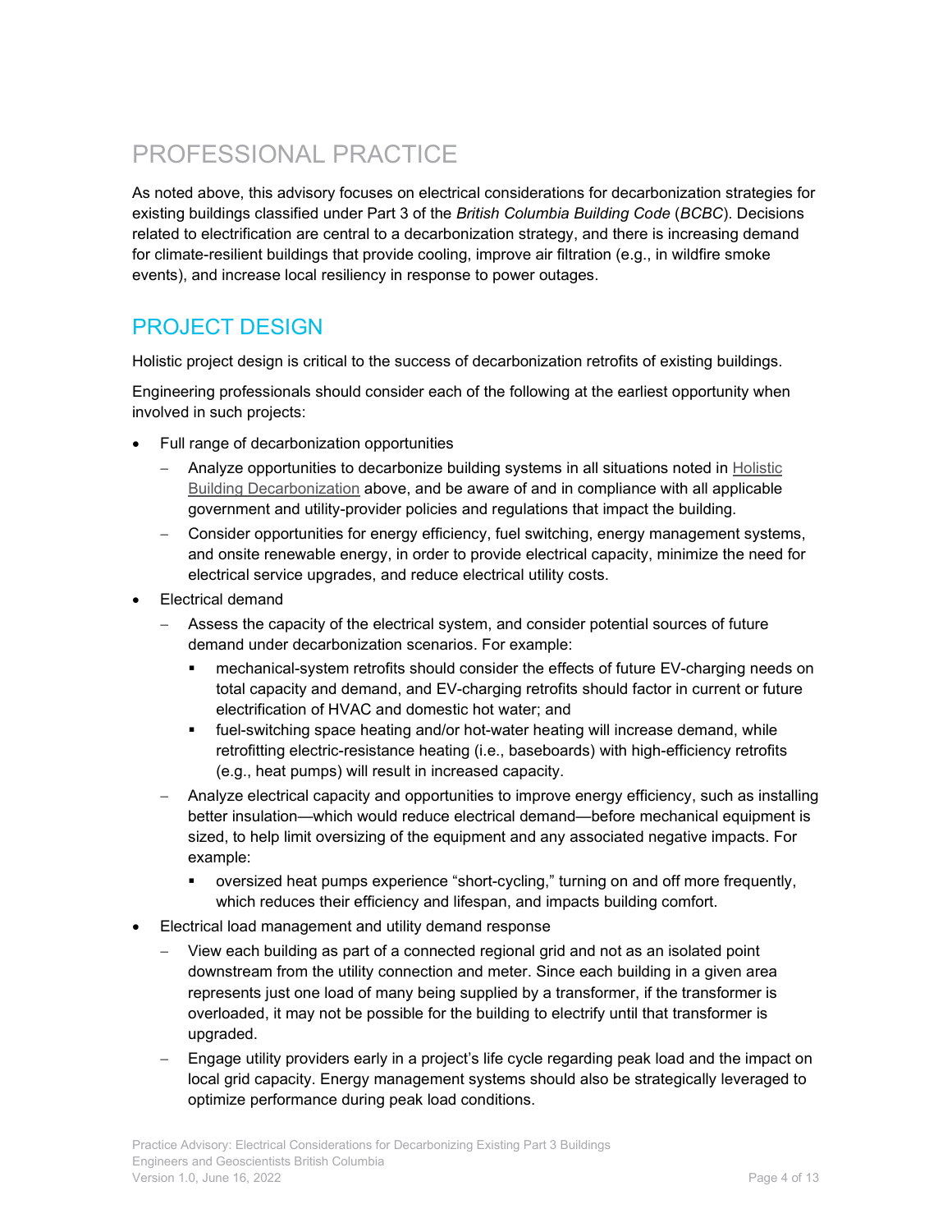# PROFESSIONAL PRACTICE

As noted above, this advisory focuses on electrical considerations for decarbonization strategies for existing buildings classified under Part 3 of the *British Columbia Building Code* (*BCBC*). Decisions related to electrification are central to a decarbonization strategy, and there is increasing demand for climate-resilient buildings that provide cooling, improve air filtration (e.g., in wildfire smoke events), and increase local resiliency in response to power outages.

## PROJECT DESIGN

Holistic project design is critical to the success of decarbonization retrofits of existing buildings.

Engineering professionals should consider each of the following at the earliest opportunity when involved in such projects:

- Full range of decarbonization opportunities
  - Analyze opportunities to decarbonize building systems in all situations noted in Holistic Building Decarbonization above, and be aware of and in compliance with all applicable government and utility-provider policies and regulations that impact the building.
  - Consider opportunities for energy efficiency, fuel switching, energy management systems, and onsite renewable energy, in order to provide electrical capacity, minimize the need for electrical service upgrades, and reduce electrical utility costs.
- Electrical demand
  - Assess the capacity of the electrical system, and consider potential sources of future demand under decarbonization scenarios. For example:
    - mechanical-system retrofits should consider the effects of future EV-charging needs on total capacity and demand, and EV-charging retrofits should factor in current or future electrification of HVAC and domestic hot water; and
    - fuel-switching space heating and/or hot-water heating will increase demand, while retrofitting electric-resistance heating (i.e., baseboards) with high-efficiency retrofits (e.g., heat pumps) will result in increased capacity.
  - Analyze electrical capacity and opportunities to improve energy efficiency, such as installing better insulation—which would reduce electrical demand—before mechanical equipment is sized, to help limit oversizing of the equipment and any associated negative impacts. For example:
    - oversized heat pumps experience "short-cycling," turning on and off more frequently, which reduces their efficiency and lifespan, and impacts building comfort.
- Electrical load management and utility demand response
  - View each building as part of a connected regional grid and not as an isolated point downstream from the utility connection and meter. Since each building in a given area represents just one load of many being supplied by a transformer, if the transformer is overloaded, it may not be possible for the building to electrify until that transformer is upgraded.
  - Engage utility providers early in a project's life cycle regarding peak load and the impact on local grid capacity. Energy management systems should also be strategically leveraged to optimize performance during peak load conditions.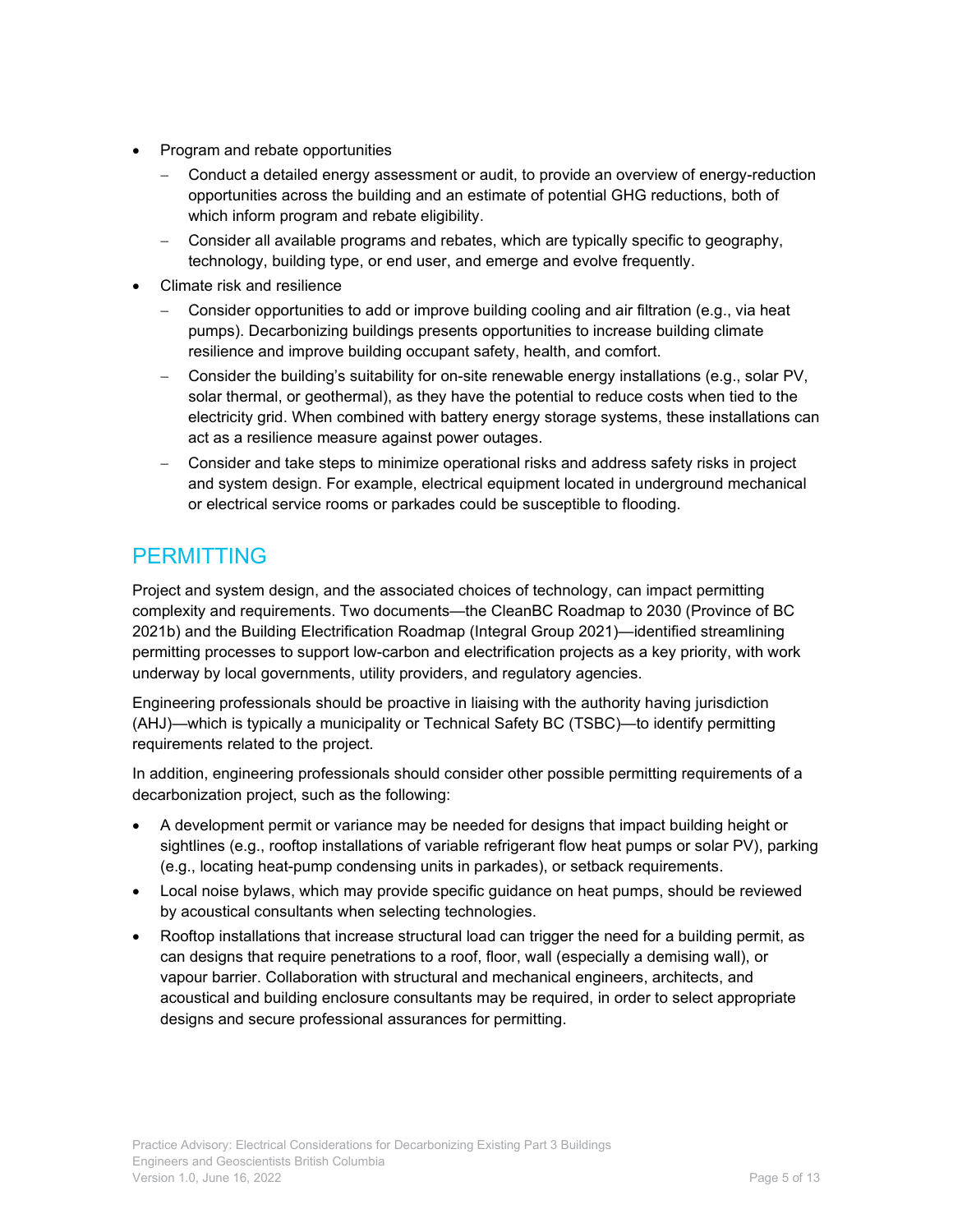- Program and rebate opportunities
  - Conduct a detailed energy assessment or audit, to provide an overview of energy-reduction opportunities across the building and an estimate of potential GHG reductions, both of which inform program and rebate eligibility.
  - Consider all available programs and rebates, which are typically specific to geography, technology, building type, or end user, and emerge and evolve frequently.
- Climate risk and resilience
  - Consider opportunities to add or improve building cooling and air filtration (e.g., via heat pumps). Decarbonizing buildings presents opportunities to increase building climate resilience and improve building occupant safety, health, and comfort.
  - Consider the building's suitability for on-site renewable energy installations (e.g., solar PV, solar thermal, or geothermal), as they have the potential to reduce costs when tied to the electricity grid. When combined with battery energy storage systems, these installations can act as a resilience measure against power outages.
  - Consider and take steps to minimize operational risks and address safety risks in project and system design. For example, electrical equipment located in underground mechanical or electrical service rooms or parkades could be susceptible to flooding.

## PERMITTING

Project and system design, and the associated choices of technology, can impact permitting complexity and requirements. Two documents—the CleanBC Roadmap to 2030 (Province of BC 2021b) and the Building Electrification Roadmap (Integral Group 2021)—identified streamlining permitting processes to support low-carbon and electrification projects as a key priority, with work underway by local governments, utility providers, and regulatory agencies.

Engineering professionals should be proactive in liaising with the authority having jurisdiction (AHJ)—which is typically a municipality or Technical Safety BC (TSBC)—to identify permitting requirements related to the project.

In addition, engineering professionals should consider other possible permitting requirements of a decarbonization project, such as the following:

- A development permit or variance may be needed for designs that impact building height or sightlines (e.g., rooftop installations of variable refrigerant flow heat pumps or solar PV), parking (e.g., locating heat-pump condensing units in parkades), or setback requirements.
- Local noise bylaws, which may provide specific guidance on heat pumps, should be reviewed by acoustical consultants when selecting technologies.
- Rooftop installations that increase structural load can trigger the need for a building permit, as can designs that require penetrations to a roof, floor, wall (especially a demising wall), or vapour barrier. Collaboration with structural and mechanical engineers, architects, and acoustical and building enclosure consultants may be required, in order to select appropriate designs and secure professional assurances for permitting.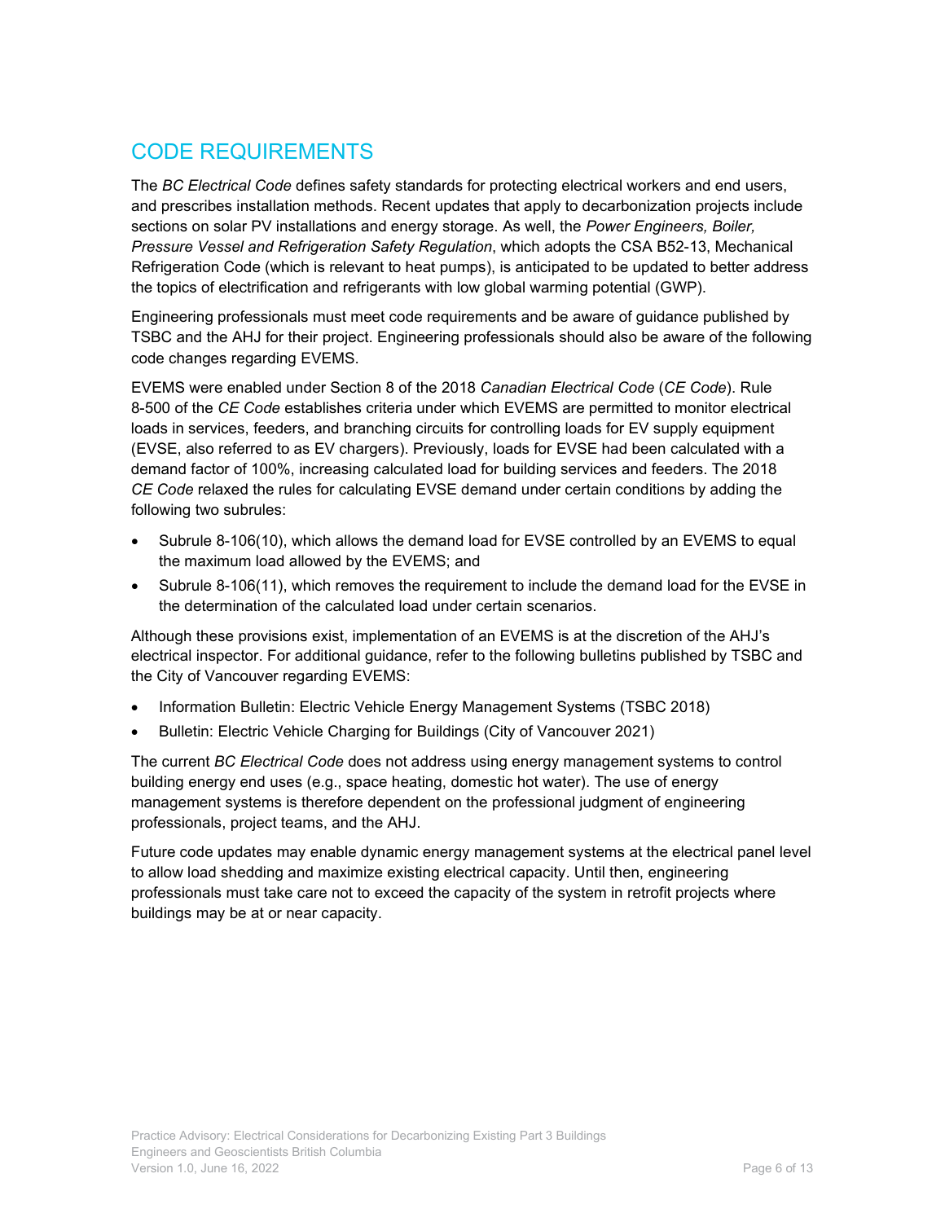## CODE REQUIREMENTS

The *BC Electrical Code* defines safety standards for protecting electrical workers and end users, and prescribes installation methods. Recent updates that apply to decarbonization projects include sections on solar PV installations and energy storage. As well, the *Power Engineers, Boiler, Pressure Vessel and Refrigeration Safety Regulation*, which adopts the CSA B52-13, Mechanical Refrigeration Code (which is relevant to heat pumps), is anticipated to be updated to better address the topics of electrification and refrigerants with low global warming potential (GWP).

Engineering professionals must meet code requirements and be aware of guidance published by TSBC and the AHJ for their project. Engineering professionals should also be aware of the following code changes regarding EVEMS.

EVEMS were enabled under Section 8 of the 2018 *Canadian Electrical Code* (*CE Code*). Rule 8-500 of the *CE Code* establishes criteria under which EVEMS are permitted to monitor electrical loads in services, feeders, and branching circuits for controlling loads for EV supply equipment (EVSE, also referred to as EV chargers). Previously, loads for EVSE had been calculated with a demand factor of 100%, increasing calculated load for building services and feeders. The 2018 *CE Code* relaxed the rules for calculating EVSE demand under certain conditions by adding the following two subrules:

- Subrule 8-106(10), which allows the demand load for EVSE controlled by an EVEMS to equal the maximum load allowed by the EVEMS; and
- Subrule 8-106(11), which removes the requirement to include the demand load for the EVSE in the determination of the calculated load under certain scenarios.

Although these provisions exist, implementation of an EVEMS is at the discretion of the AHJ's electrical inspector. For additional guidance, refer to the following bulletins published by TSBC and the City of Vancouver regarding EVEMS:

- Information Bulletin: Electric Vehicle Energy Management Systems (TSBC 2018)
- Bulletin: Electric Vehicle Charging for Buildings (City of Vancouver 2021)

The current *BC Electrical Code* does not address using energy management systems to control building energy end uses (e.g., space heating, domestic hot water). The use of energy management systems is therefore dependent on the professional judgment of engineering professionals, project teams, and the AHJ.

Future code updates may enable dynamic energy management systems at the electrical panel level to allow load shedding and maximize existing electrical capacity. Until then, engineering professionals must take care not to exceed the capacity of the system in retrofit projects where buildings may be at or near capacity.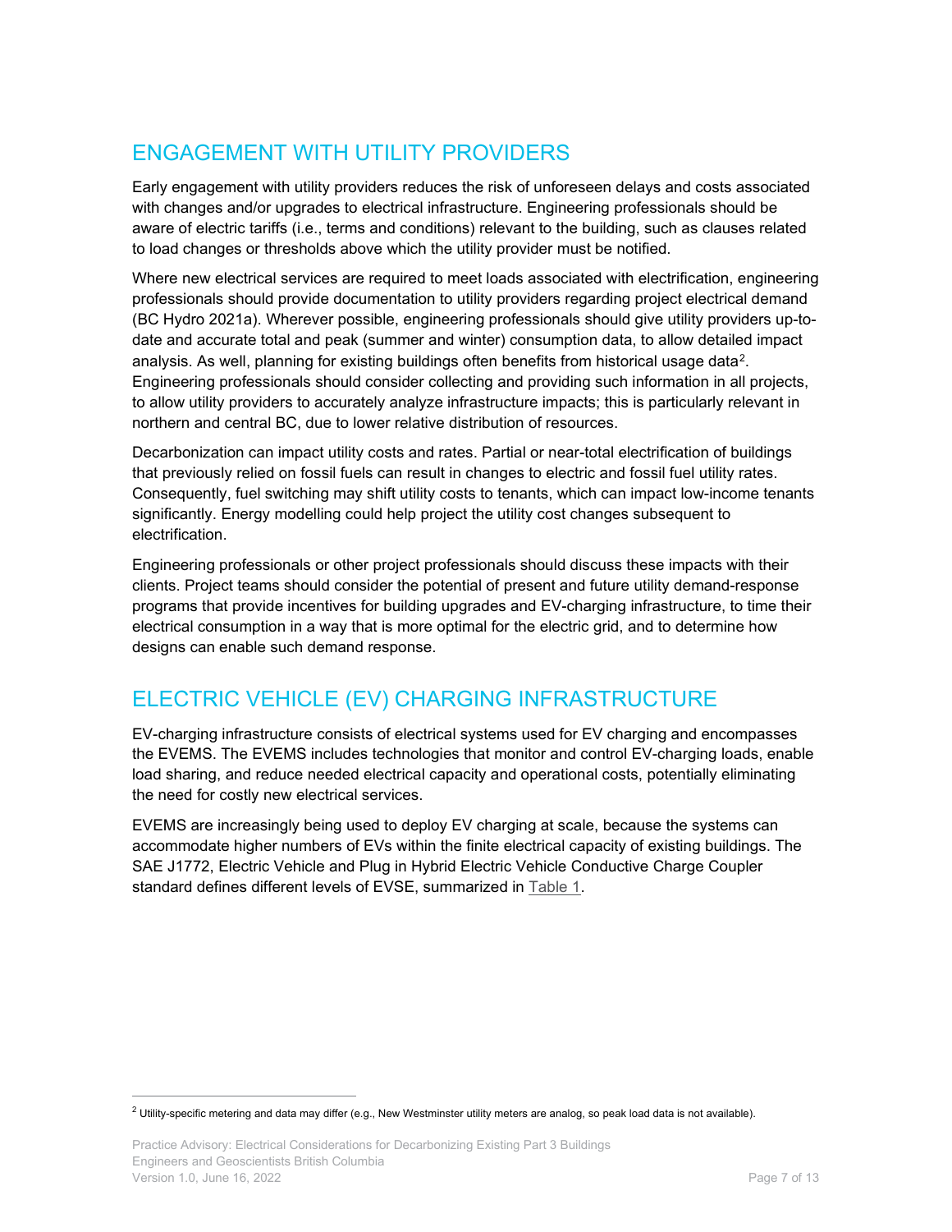## ENGAGEMENT WITH UTILITY PROVIDERS

Early engagement with utility providers reduces the risk of unforeseen delays and costs associated with changes and/or upgrades to electrical infrastructure. Engineering professionals should be aware of electric tariffs (i.e., terms and conditions) relevant to the building, such as clauses related to load changes or thresholds above which the utility provider must be notified.

Where new electrical services are required to meet loads associated with electrification, engineering professionals should provide documentation to utility providers regarding project electrical demand (BC Hydro 2021a). Wherever possible, engineering professionals should give utility providers up-to-date and accurate total and peak (summer and winter) consumption data, to allow detailed impact analysis. As well, planning for existing buildings often benefits from historical usage data[2]. Engineering professionals should consider collecting and providing such information in all projects, to allow utility providers to accurately analyze infrastructure impacts; this is particularly relevant in northern and central BC, due to lower relative distribution of resources.

Decarbonization can impact utility costs and rates. Partial or near-total electrification of buildings that previously relied on fossil fuels can result in changes to electric and fossil fuel utility rates. Consequently, fuel switching may shift utility costs to tenants, which can impact low-income tenants significantly. Energy modelling could help project the utility cost changes subsequent to electrification.

Engineering professionals or other project professionals should discuss these impacts with their clients. Project teams should consider the potential of present and future utility demand-response programs that provide incentives for building upgrades and EV-charging infrastructure, to time their electrical consumption in a way that is more optimal for the electric grid, and to determine how designs can enable such demand response.

## ELECTRIC VEHICLE (EV) CHARGING INFRASTRUCTURE

EV-charging infrastructure consists of electrical systems used for EV charging and encompasses the EVEMS. The EVEMS includes technologies that monitor and control EV-charging loads, enable load sharing, and reduce needed electrical capacity and operational costs, potentially eliminating the need for costly new electrical services.

EVEMS are increasingly being used to deploy EV charging at scale, because the systems can accommodate higher numbers of EVs within the finite electrical capacity of existing buildings. The SAE J1772, Electric Vehicle and Plug in Hybrid Electric Vehicle Conductive Charge Coupler standard defines different levels of EVSE, summarized in Table 1.

---

[2] Utility-specific metering and data may differ (e.g., New Westminster utility meters are analog, so peak load data is not available).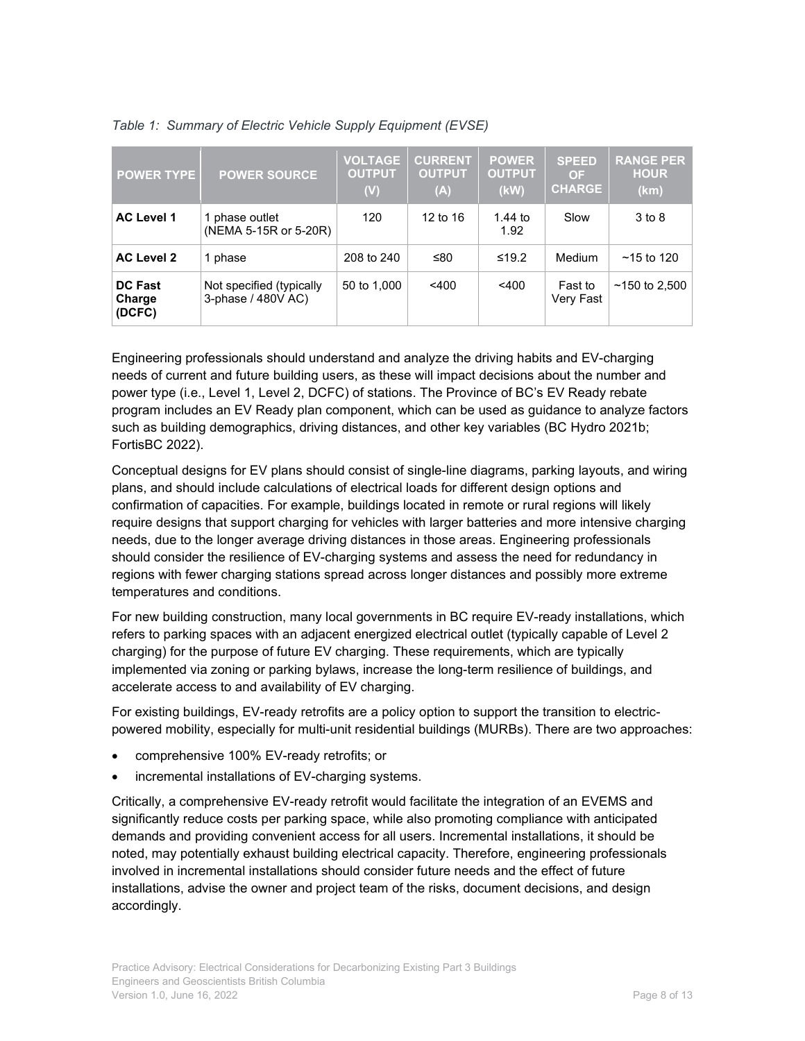*Table 1: Summary of Electric Vehicle Supply Equipment (EVSE)*

| POWER TYPE | POWER SOURCE | VOLTAGE OUTPUT (V) | CURRENT OUTPUT (A) | POWER OUTPUT (kW) | SPEED OF CHARGE | RANGE PER HOUR (km) |
|---|---|---|---|---|---|---|
| **AC Level 1** | 1 phase outlet (NEMA 5-15R or 5-20R) | 120 | 12 to 16 | 1.44 to 1.92 | Slow | 3 to 8 |
| **AC Level 2** | 1 phase | 208 to 240 | ≤80 | ≤19.2 | Medium | ~15 to 120 |
| **DC Fast Charge (DCFC)** | Not specified (typically 3-phase / 480V AC) | 50 to 1,000 | <400 | <400 | Fast to Very Fast | ~150 to 2,500 |

Engineering professionals should understand and analyze the driving habits and EV-charging needs of current and future building users, as these will impact decisions about the number and power type (i.e., Level 1, Level 2, DCFC) of stations. The Province of BC's EV Ready rebate program includes an EV Ready plan component, which can be used as guidance to analyze factors such as building demographics, driving distances, and other key variables (BC Hydro 2021b; FortisBC 2022).

Conceptual designs for EV plans should consist of single-line diagrams, parking layouts, and wiring plans, and should include calculations of electrical loads for different design options and confirmation of capacities. For example, buildings located in remote or rural regions will likely require designs that support charging for vehicles with larger batteries and more intensive charging needs, due to the longer average driving distances in those areas. Engineering professionals should consider the resilience of EV-charging systems and assess the need for redundancy in regions with fewer charging stations spread across longer distances and possibly more extreme temperatures and conditions.

For new building construction, many local governments in BC require EV-ready installations, which refers to parking spaces with an adjacent energized electrical outlet (typically capable of Level 2 charging) for the purpose of future EV charging. These requirements, which are typically implemented via zoning or parking bylaws, increase the long-term resilience of buildings, and accelerate access to and availability of EV charging.

For existing buildings, EV-ready retrofits are a policy option to support the transition to electric-powered mobility, especially for multi-unit residential buildings (MURBs). There are two approaches:

- comprehensive 100% EV-ready retrofits; or
- incremental installations of EV-charging systems.

Critically, a comprehensive EV-ready retrofit would facilitate the integration of an EVEMS and significantly reduce costs per parking space, while also promoting compliance with anticipated demands and providing convenient access for all users. Incremental installations, it should be noted, may potentially exhaust building electrical capacity. Therefore, engineering professionals involved in incremental installations should consider future needs and the effect of future installations, advise the owner and project team of the risks, document decisions, and design accordingly.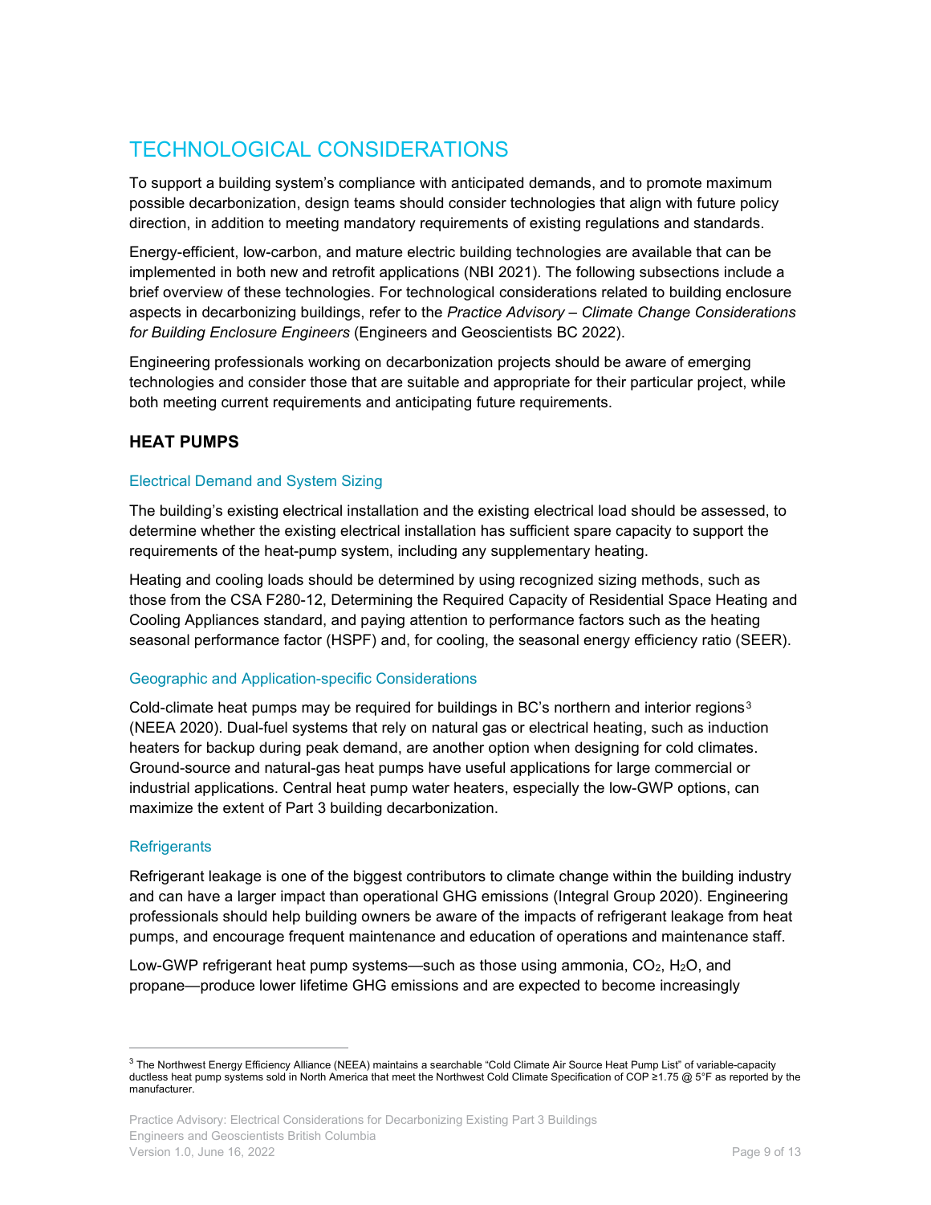# TECHNOLOGICAL CONSIDERATIONS

To support a building system's compliance with anticipated demands, and to promote maximum possible decarbonization, design teams should consider technologies that align with future policy direction, in addition to meeting mandatory requirements of existing regulations and standards.

Energy-efficient, low-carbon, and mature electric building technologies are available that can be implemented in both new and retrofit applications (NBI 2021). The following subsections include a brief overview of these technologies. For technological considerations related to building enclosure aspects in decarbonizing buildings, refer to the *Practice Advisory – Climate Change Considerations for Building Enclosure Engineers* (Engineers and Geoscientists BC 2022).

Engineering professionals working on decarbonization projects should be aware of emerging technologies and consider those that are suitable and appropriate for their particular project, while both meeting current requirements and anticipating future requirements.

## HEAT PUMPS

### Electrical Demand and System Sizing

The building's existing electrical installation and the existing electrical load should be assessed, to determine whether the existing electrical installation has sufficient spare capacity to support the requirements of the heat-pump system, including any supplementary heating.

Heating and cooling loads should be determined by using recognized sizing methods, such as those from the CSA F280-12, Determining the Required Capacity of Residential Space Heating and Cooling Appliances standard, and paying attention to performance factors such as the heating seasonal performance factor (HSPF) and, for cooling, the seasonal energy efficiency ratio (SEER).

### Geographic and Application-specific Considerations

Cold-climate heat pumps may be required for buildings in BC's northern and interior regions[3] (NEEA 2020). Dual-fuel systems that rely on natural gas or electrical heating, such as induction heaters for backup during peak demand, are another option when designing for cold climates. Ground-source and natural-gas heat pumps have useful applications for large commercial or industrial applications. Central heat pump water heaters, especially the low-GWP options, can maximize the extent of Part 3 building decarbonization.

### Refrigerants

Refrigerant leakage is one of the biggest contributors to climate change within the building industry and can have a larger impact than operational GHG emissions (Integral Group 2020). Engineering professionals should help building owners be aware of the impacts of refrigerant leakage from heat pumps, and encourage frequent maintenance and education of operations and maintenance staff.

Low-GWP refrigerant heat pump systems—such as those using ammonia, $CO_2$, $H_2O$, and propane—produce lower lifetime GHG emissions and are expected to become increasingly

---

[3] The Northwest Energy Efficiency Alliance (NEEA) maintains a searchable "Cold Climate Air Source Heat Pump List" of variable-capacity ductless heat pump systems sold in North America that meet the Northwest Cold Climate Specification of COP ≥1.75 @ 5°F as reported by the manufacturer.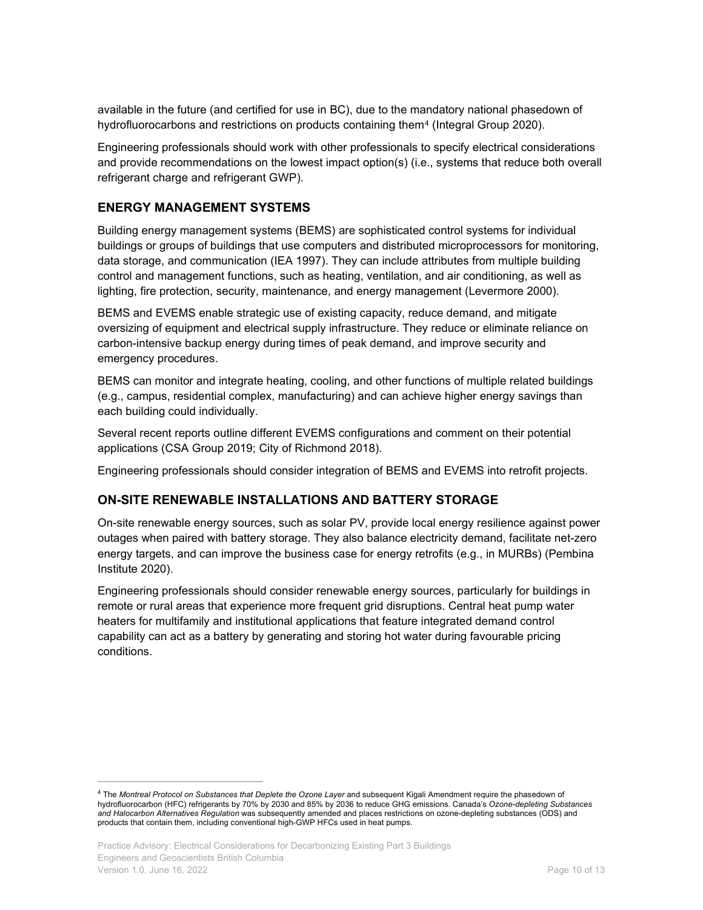available in the future (and certified for use in BC), due to the mandatory national phasedown of hydrofluorocarbons and restrictions on products containing them[4] (Integral Group 2020).

Engineering professionals should work with other professionals to specify electrical considerations and provide recommendations on the lowest impact option(s) (i.e., systems that reduce both overall refrigerant charge and refrigerant GWP).

## ENERGY MANAGEMENT SYSTEMS

Building energy management systems (BEMS) are sophisticated control systems for individual buildings or groups of buildings that use computers and distributed microprocessors for monitoring, data storage, and communication (IEA 1997). They can include attributes from multiple building control and management functions, such as heating, ventilation, and air conditioning, as well as lighting, fire protection, security, maintenance, and energy management (Levermore 2000).

BEMS and EVEMS enable strategic use of existing capacity, reduce demand, and mitigate oversizing of equipment and electrical supply infrastructure. They reduce or eliminate reliance on carbon-intensive backup energy during times of peak demand, and improve security and emergency procedures.

BEMS can monitor and integrate heating, cooling, and other functions of multiple related buildings (e.g., campus, residential complex, manufacturing) and can achieve higher energy savings than each building could individually.

Several recent reports outline different EVEMS configurations and comment on their potential applications (CSA Group 2019; City of Richmond 2018).

Engineering professionals should consider integration of BEMS and EVEMS into retrofit projects.

## ON-SITE RENEWABLE INSTALLATIONS AND BATTERY STORAGE

On-site renewable energy sources, such as solar PV, provide local energy resilience against power outages when paired with battery storage. They also balance electricity demand, facilitate net-zero energy targets, and can improve the business case for energy retrofits (e.g., in MURBs) (Pembina Institute 2020).

Engineering professionals should consider renewable energy sources, particularly for buildings in remote or rural areas that experience more frequent grid disruptions. Central heat pump water heaters for multifamily and institutional applications that feature integrated demand control capability can act as a battery by generating and storing hot water during favourable pricing conditions.

---

[4] The *Montreal Protocol on Substances that Deplete the Ozone Layer* and subsequent Kigali Amendment require the phasedown of hydrofluorocarbon (HFC) refrigerants by 70% by 2030 and 85% by 2036 to reduce GHG emissions. Canada's *Ozone-depleting Substances and Halocarbon Alternatives Regulation* was subsequently amended and places restrictions on ozone-depleting substances (ODS) and products that contain them, including conventional high-GWP HFCs used in heat pumps.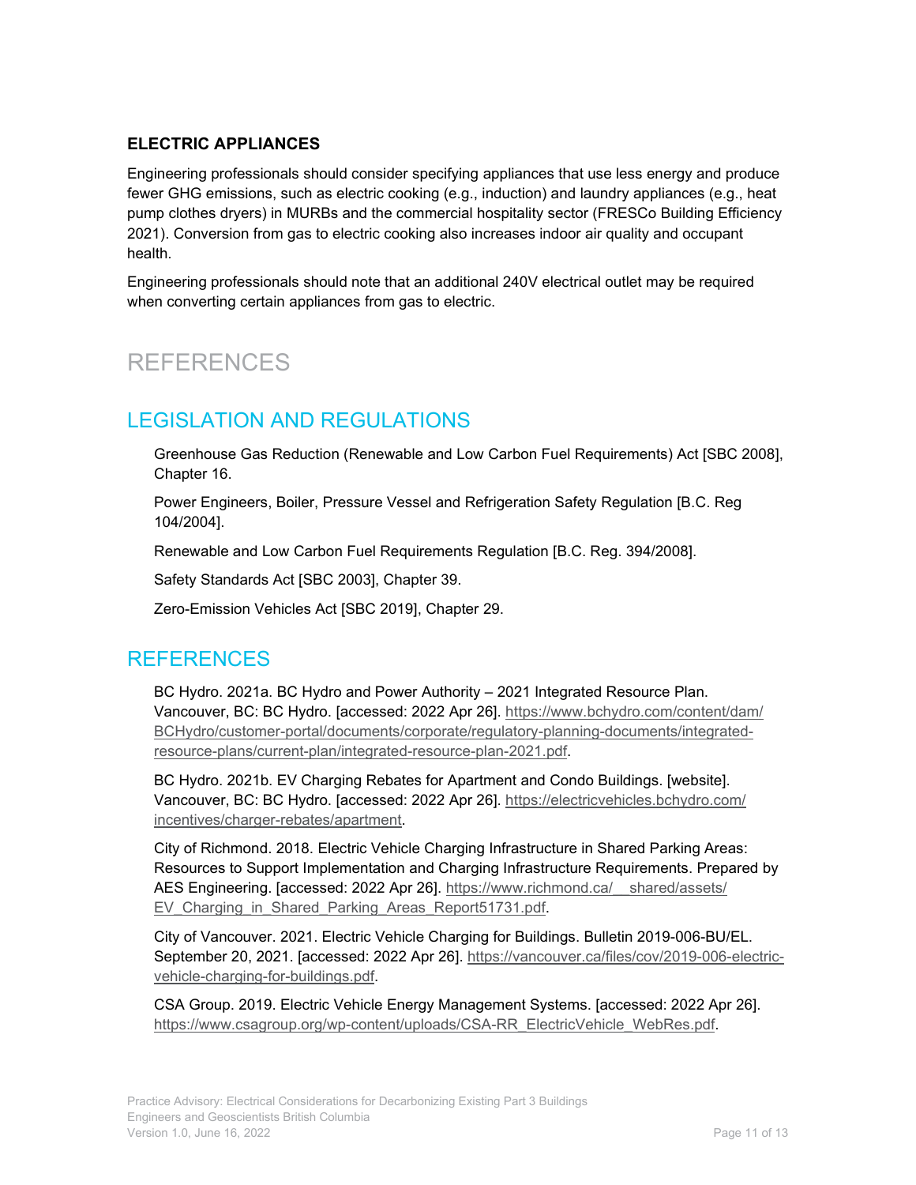### ELECTRIC APPLIANCES

Engineering professionals should consider specifying appliances that use less energy and produce fewer GHG emissions, such as electric cooking (e.g., induction) and laundry appliances (e.g., heat pump clothes dryers) in MURBs and the commercial hospitality sector (FRESCo Building Efficiency 2021). Conversion from gas to electric cooking also increases indoor air quality and occupant health.

Engineering professionals should note that an additional 240V electrical outlet may be required when converting certain appliances from gas to electric.

# REFERENCES

## LEGISLATION AND REGULATIONS

Greenhouse Gas Reduction (Renewable and Low Carbon Fuel Requirements) Act [SBC 2008], Chapter 16.

Power Engineers, Boiler, Pressure Vessel and Refrigeration Safety Regulation [B.C. Reg 104/2004].

Renewable and Low Carbon Fuel Requirements Regulation [B.C. Reg. 394/2008].

Safety Standards Act [SBC 2003], Chapter 39.

Zero-Emission Vehicles Act [SBC 2019], Chapter 29.

## REFERENCES

BC Hydro. 2021a. BC Hydro and Power Authority – 2021 Integrated Resource Plan. Vancouver, BC: BC Hydro. [accessed: 2022 Apr 26]. https://www.bchydro.com/content/dam/BCHydro/customer-portal/documents/corporate/regulatory-planning-documents/integrated-resource-plans/current-plan/integrated-resource-plan-2021.pdf.

BC Hydro. 2021b. EV Charging Rebates for Apartment and Condo Buildings. [website]. Vancouver, BC: BC Hydro. [accessed: 2022 Apr 26]. https://electricvehicles.bchydro.com/incentives/charger-rebates/apartment.

City of Richmond. 2018. Electric Vehicle Charging Infrastructure in Shared Parking Areas: Resources to Support Implementation and Charging Infrastructure Requirements. Prepared by AES Engineering. [accessed: 2022 Apr 26]. https://www.richmond.ca/__shared/assets/EV_Charging_in_Shared_Parking_Areas_Report51731.pdf.

City of Vancouver. 2021. Electric Vehicle Charging for Buildings. Bulletin 2019-006-BU/EL. September 20, 2021. [accessed: 2022 Apr 26]. https://vancouver.ca/files/cov/2019-006-electric-vehicle-charging-for-buildings.pdf.

CSA Group. 2019. Electric Vehicle Energy Management Systems. [accessed: 2022 Apr 26]. https://www.csagroup.org/wp-content/uploads/CSA-RR_ElectricVehicle_WebRes.pdf.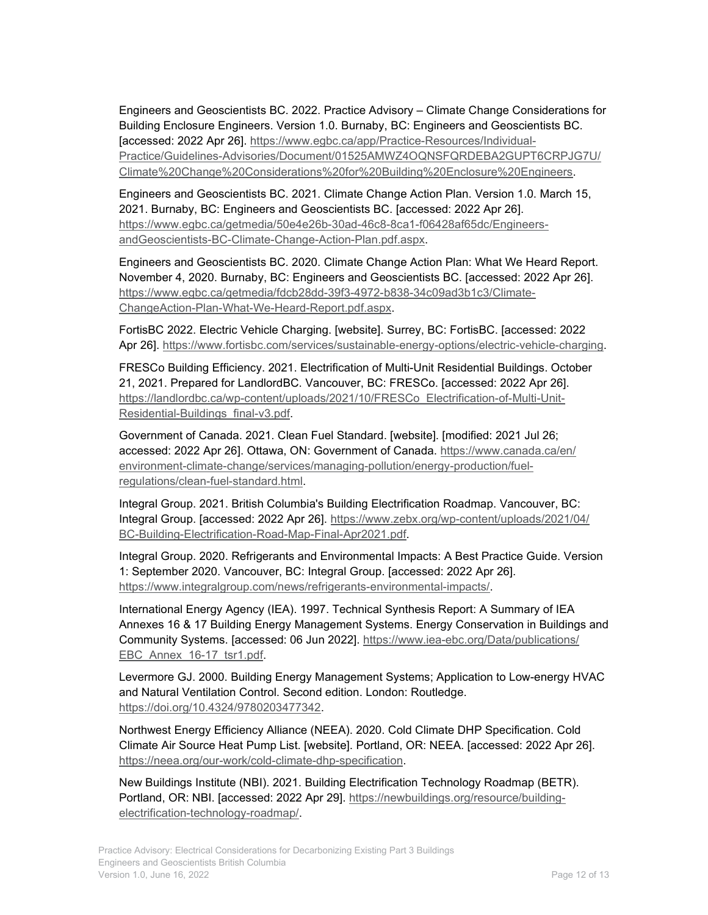Engineers and Geoscientists BC. 2022. Practice Advisory – Climate Change Considerations for Building Enclosure Engineers. Version 1.0. Burnaby, BC: Engineers and Geoscientists BC. [accessed: 2022 Apr 26]. https://www.egbc.ca/app/Practice-Resources/Individual-Practice/Guidelines-Advisories/Document/01525AMWZ4OQNSFQRDEBA2GUPT6CRPJG7U/Climate%20Change%20Considerations%20for%20Building%20Enclosure%20Engineers.

Engineers and Geoscientists BC. 2021. Climate Change Action Plan. Version 1.0. March 15, 2021. Burnaby, BC: Engineers and Geoscientists BC. [accessed: 2022 Apr 26]. https://www.egbc.ca/getmedia/50e4e26b-30ad-46c8-8ca1-f06428af65dc/Engineers-andGeoscientists-BC-Climate-Change-Action-Plan.pdf.aspx.

Engineers and Geoscientists BC. 2020. Climate Change Action Plan: What We Heard Report. November 4, 2020. Burnaby, BC: Engineers and Geoscientists BC. [accessed: 2022 Apr 26]. https://www.egbc.ca/getmedia/fdcb28dd-39f3-4972-b838-34c09ad3b1c3/Climate-ChangeAction-Plan-What-We-Heard-Report.pdf.aspx.

FortisBC 2022. Electric Vehicle Charging. [website]. Surrey, BC: FortisBC. [accessed: 2022 Apr 26]. https://www.fortisbc.com/services/sustainable-energy-options/electric-vehicle-charging.

FRESCo Building Efficiency. 2021. Electrification of Multi-Unit Residential Buildings. October 21, 2021. Prepared for LandlordBC. Vancouver, BC: FRESCo. [accessed: 2022 Apr 26]. https://landlordbc.ca/wp-content/uploads/2021/10/FRESCo_Electrification-of-Multi-Unit-Residential-Buildings_final-v3.pdf.

Government of Canada. 2021. Clean Fuel Standard. [website]. [modified: 2021 Jul 26; accessed: 2022 Apr 26]. Ottawa, ON: Government of Canada. https://www.canada.ca/en/environment-climate-change/services/managing-pollution/energy-production/fuel-regulations/clean-fuel-standard.html.

Integral Group. 2021. British Columbia's Building Electrification Roadmap. Vancouver, BC: Integral Group. [accessed: 2022 Apr 26]. https://www.zebx.org/wp-content/uploads/2021/04/BC-Building-Electrification-Road-Map-Final-Apr2021.pdf.

Integral Group. 2020. Refrigerants and Environmental Impacts: A Best Practice Guide. Version 1: September 2020. Vancouver, BC: Integral Group. [accessed: 2022 Apr 26]. https://www.integralgroup.com/news/refrigerants-environmental-impacts/.

International Energy Agency (IEA). 1997. Technical Synthesis Report: A Summary of IEA Annexes 16 & 17 Building Energy Management Systems. Energy Conservation in Buildings and Community Systems. [accessed: 06 Jun 2022]. https://www.iea-ebc.org/Data/publications/EBC_Annex_16-17_tsr1.pdf.

Levermore GJ. 2000. Building Energy Management Systems; Application to Low-energy HVAC and Natural Ventilation Control. Second edition. London: Routledge. https://doi.org/10.4324/9780203477342.

Northwest Energy Efficiency Alliance (NEEA). 2020. Cold Climate DHP Specification. Cold Climate Air Source Heat Pump List. [website]. Portland, OR: NEEA. [accessed: 2022 Apr 26]. https://neea.org/our-work/cold-climate-dhp-specification.

New Buildings Institute (NBI). 2021. Building Electrification Technology Roadmap (BETR). Portland, OR: NBI. [accessed: 2022 Apr 29]. https://newbuildings.org/resource/building-electrification-technology-roadmap/.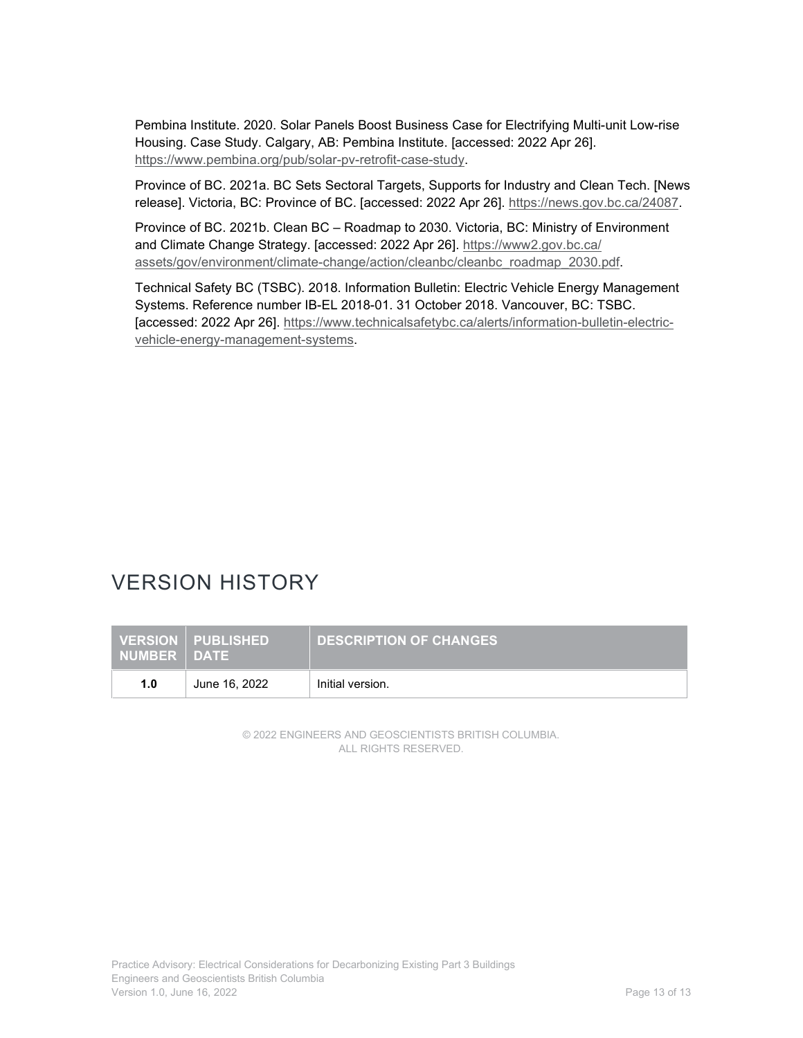Pembina Institute. 2020. Solar Panels Boost Business Case for Electrifying Multi-unit Low-rise Housing. Case Study. Calgary, AB: Pembina Institute. [accessed: 2022 Apr 26]. https://www.pembina.org/pub/solar-pv-retrofit-case-study.

Province of BC. 2021a. BC Sets Sectoral Targets, Supports for Industry and Clean Tech. [News release]. Victoria, BC: Province of BC. [accessed: 2022 Apr 26]. https://news.gov.bc.ca/24087.

Province of BC. 2021b. Clean BC – Roadmap to 2030. Victoria, BC: Ministry of Environment and Climate Change Strategy. [accessed: 2022 Apr 26]. https://www2.gov.bc.ca/assets/gov/environment/climate-change/action/cleanbc/cleanbc_roadmap_2030.pdf.

Technical Safety BC (TSBC). 2018. Information Bulletin: Electric Vehicle Energy Management Systems. Reference number IB-EL 2018-01. 31 October 2018. Vancouver, BC: TSBC. [accessed: 2022 Apr 26]. https://www.technicalsafetybc.ca/alerts/information-bulletin-electric-vehicle-energy-management-systems.

# VERSION HISTORY

| VERSION NUMBER | PUBLISHED DATE | DESCRIPTION OF CHANGES |
|---|---|---|
| **1.0** | June 16, 2022 | Initial version. |

© 2022 ENGINEERS AND GEOSCIENTISTS BRITISH COLUMBIA.
ALL RIGHTS RESERVED.